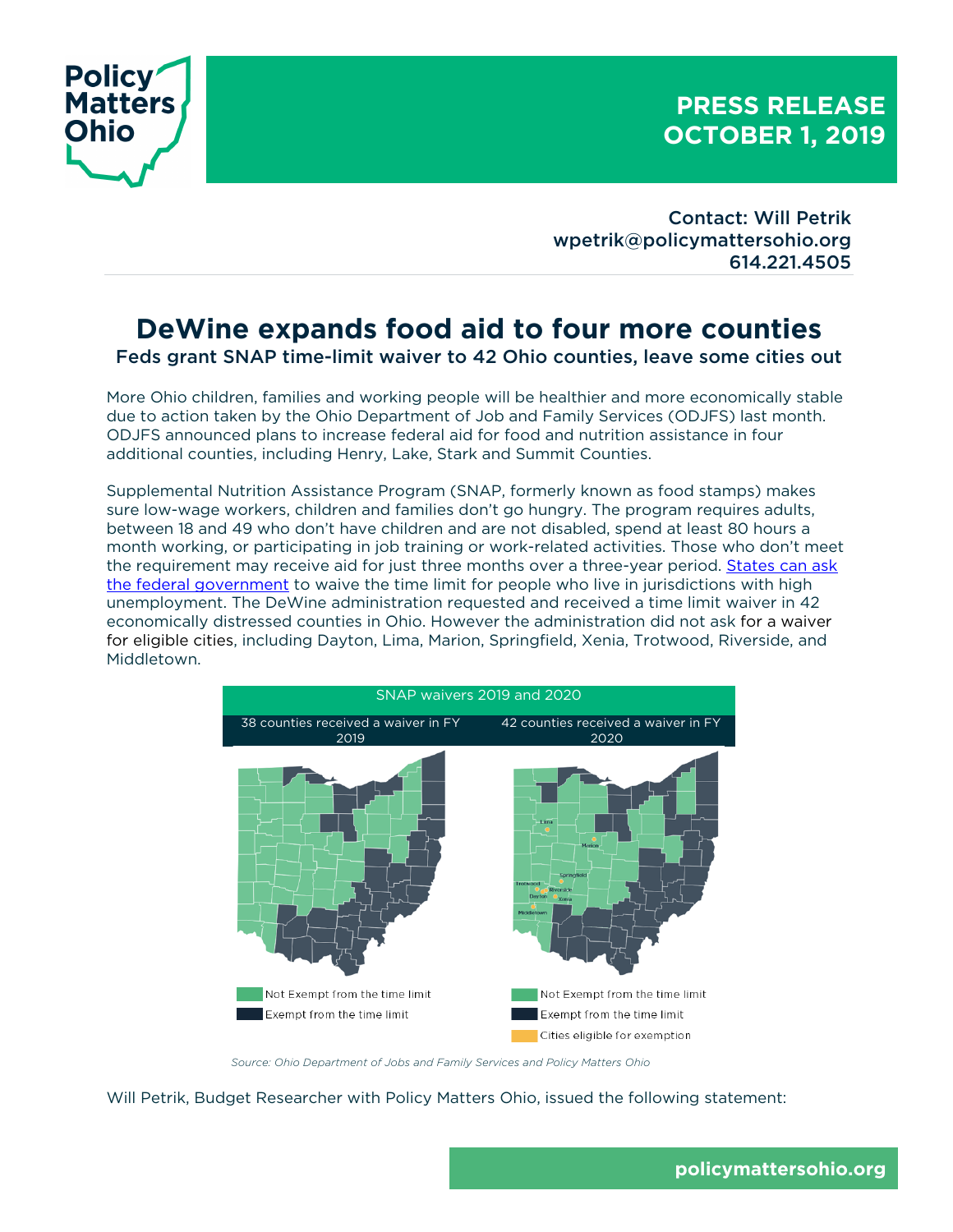# PRESS RELEASE OCTOBER 1, 2019

Contact: Will Petrik
wpetrik@policymattersohio.org
614.221.4505

## DeWine expands food aid to four more counties

### Feds grant SNAP time-limit waiver to 42 Ohio counties, leave some cities out

More Ohio children, families and working people will be healthier and more economically stable due to action taken by the Ohio Department of Job and Family Services (ODJFS) last month. ODJFS announced plans to increase federal aid for food and nutrition assistance in four additional counties, including Henry, Lake, Stark and Summit Counties.

Supplemental Nutrition Assistance Program (SNAP, formerly known as food stamps) makes sure low-wage workers, children and families don't go hungry. The program requires adults, between 18 and 49 who don't have children and are not disabled, spend at least 80 hours a month working, or participating in job training or work-related activities. Those who don't meet the requirement may receive aid for just three months over a three-year period. [States can ask the federal government] to waive the time limit for people who live in jurisdictions with high unemployment. The DeWine administration requested and received a time limit waiver in 42 economically distressed counties in Ohio. However the administration did not ask for a waiver for eligible cities, including Dayton, Lima, Marion, Springfield, Xenia, Trotwood, Riverside, and Middletown.

SNAP waivers 2019 and 2020

| 38 counties received a waiver in FY 2019 | 42 counties received a waiver in FY 2020 |
| --- | --- |
| Not Exempt from the time limit; Exempt from the time limit | Not Exempt from the time limit; Exempt from the time limit; Cities eligible for exemption |

*Source: Ohio Department of Jobs and Family Services and Policy Matters Ohio*

Will Petrik, Budget Researcher with Policy Matters Ohio, issued the following statement: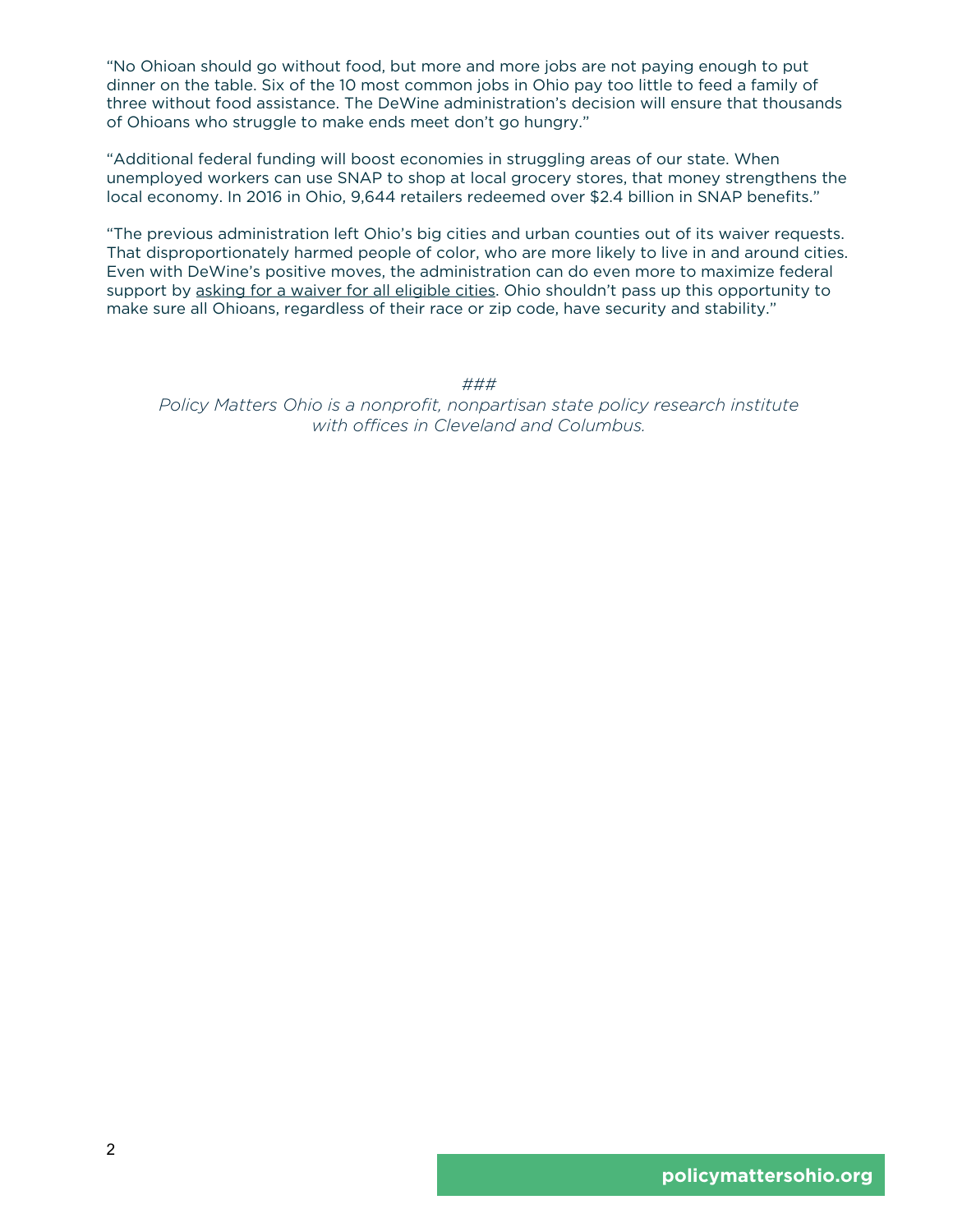"No Ohioan should go without food, but more and more jobs are not paying enough to put dinner on the table. Six of the 10 most common jobs in Ohio pay too little to feed a family of three without food assistance. The DeWine administration's decision will ensure that thousands of Ohioans who struggle to make ends meet don't go hungry."

"Additional federal funding will boost economies in struggling areas of our state. When unemployed workers can use SNAP to shop at local grocery stores, that money strengthens the local economy. In 2016 in Ohio, 9,644 retailers redeemed over $2.4 billion in SNAP benefits."

"The previous administration left Ohio's big cities and urban counties out of its waiver requests. That disproportionately harmed people of color, who are more likely to live in and around cities. Even with DeWine's positive moves, the administration can do even more to maximize federal support by asking for a waiver for all eligible cities. Ohio shouldn't pass up this opportunity to make sure all Ohioans, regardless of their race or zip code, have security and stability."

*###*

*Policy Matters Ohio is a nonprofit, nonpartisan state policy research institute with offices in Cleveland and Columbus.*